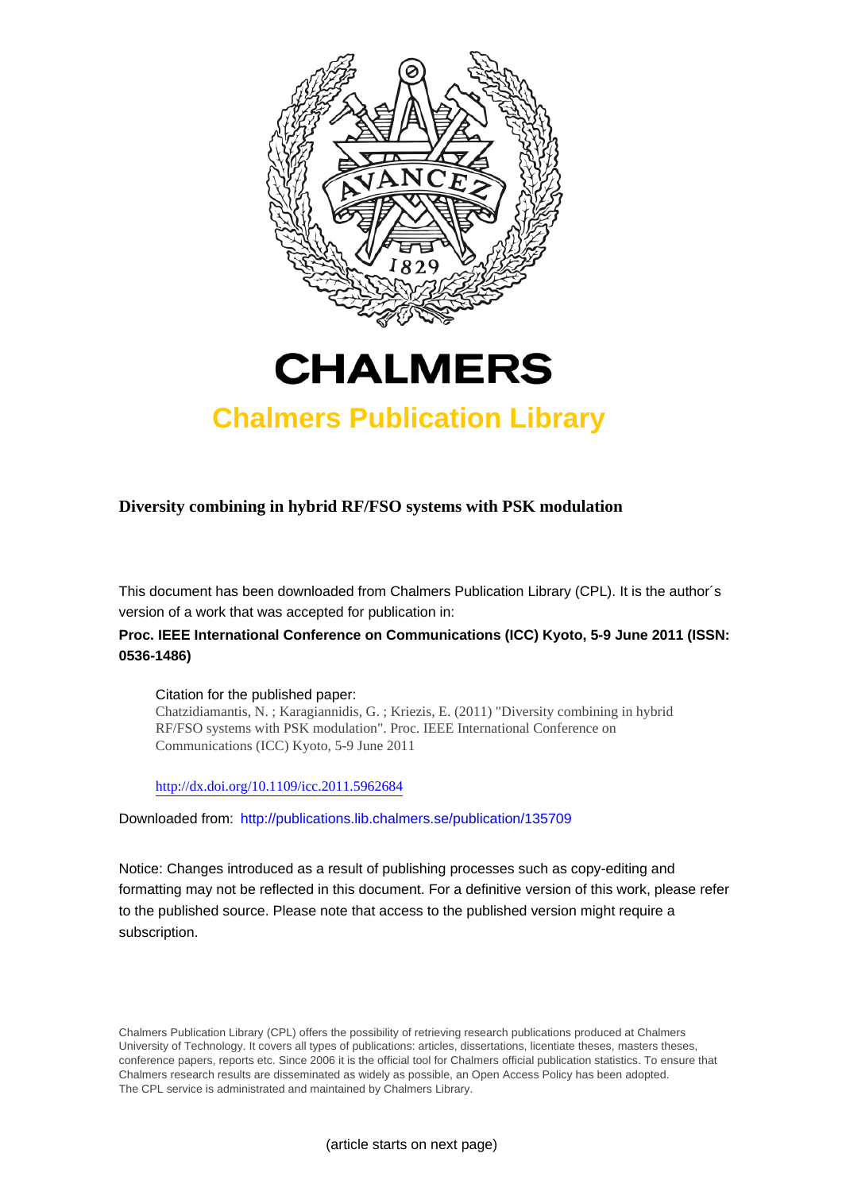# CHALMERS

## Chalmers Publication Library

**Diversity combining in hybrid RF/FSO systems with PSK modulation**

This document has been downloaded from Chalmers Publication Library (CPL). It is the author´s version of a work that was accepted for publication in:

**Proc. IEEE International Conference on Communications (ICC) Kyoto, 5-9 June 2011 (ISSN: 0536-1486)**

Citation for the published paper:
Chatzidiamantis, N. ; Karagiannidis, G. ; Kriezis, E. (2011) "Diversity combining in hybrid RF/FSO systems with PSK modulation". Proc. IEEE International Conference on Communications (ICC) Kyoto, 5-9 June 2011

http://dx.doi.org/10.1109/icc.2011.5962684

Downloaded from: http://publications.lib.chalmers.se/publication/135709

Notice: Changes introduced as a result of publishing processes such as copy-editing and formatting may not be reflected in this document. For a definitive version of this work, please refer to the published source. Please note that access to the published version might require a subscription.

Chalmers Publication Library (CPL) offers the possibility of retrieving research publications produced at Chalmers University of Technology. It covers all types of publications: articles, dissertations, licentiate theses, masters theses, conference papers, reports etc. Since 2006 it is the official tool for Chalmers official publication statistics. To ensure that Chalmers research results are disseminated as widely as possible, an Open Access Policy has been adopted. The CPL service is administrated and maintained by Chalmers Library.

(article starts on next page)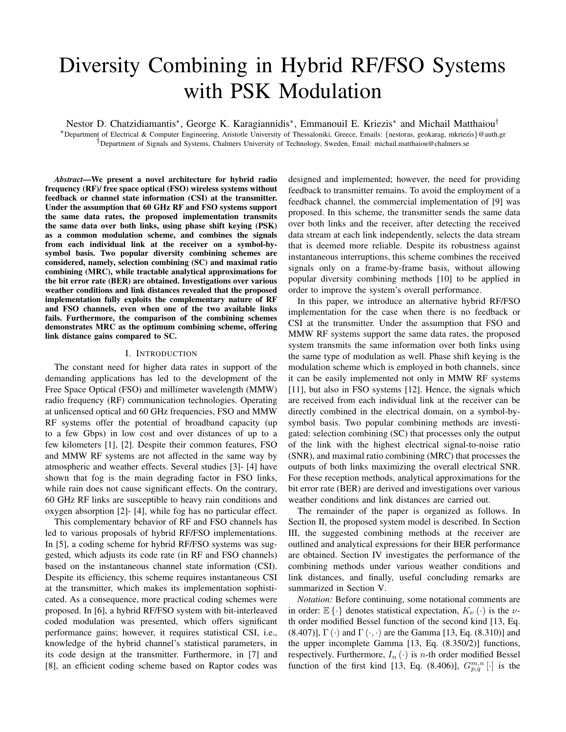# Diversity Combining in Hybrid RF/FSO Systems with PSK Modulation

Nestor D. Chatzidiamantis*, George K. Karagiannidis*, Emmanouil E. Kriezis* and Michail Matthaiou†

*Department of Electrical & Computer Engineering, Aristotle University of Thessaloniki, Greece, Emails: {nestoras, geokarag, mkriezis}@auth.gr

†Department of Signals and Systems, Chalmers University of Technology, Sweden, Email: michail.matthaiou@chalmers.se

***Abstract*—We present a novel architecture for hybrid radio frequency (RF)/ free space optical (FSO) wireless systems without feedback or channel state information (CSI) at the transmitter. Under the assumption that 60 GHz RF and FSO systems support the same data rates, the proposed implementation transmits the same data over both links, using phase shift keying (PSK) as a common modulation scheme, and combines the signals from each individual link at the receiver on a symbol-by-symbol basis. Two popular diversity combining schemes are considered, namely, selection combining (SC) and maximal ratio combining (MRC), while tractable analytical approximations for the bit error rate (BER) are obtained. Investigations over various weather conditions and link distances revealed that the proposed implementation fully exploits the complementary nature of RF and FSO channels, even when one of the two available links fails. Furthermore, the comparison of the combining schemes demonstrates MRC as the optimum combining scheme, offering link distance gains compared to SC.**

## I. Introduction

The constant need for higher data rates in support of the demanding applications has led to the development of the Free Space Optical (FSO) and millimeter wavelength (MMW) radio frequency (RF) communication technologies. Operating at unlicensed optical and 60 GHz frequencies, FSO and MMW RF systems offer the potential of broadband capacity (up to a few Gbps) in low cost and over distances of up to a few kilometers [1], [2]. Despite their common features, FSO and MMW RF systems are not affected in the same way by atmospheric and weather effects. Several studies [3]- [4] have shown that fog is the main degrading factor in FSO links, while rain does not cause significant effects. On the contrary, 60 GHz RF links are susceptible to heavy rain conditions and oxygen absorption [2]- [4], while fog has no particular effect.

This complementary behavior of RF and FSO channels has led to various proposals of hybrid RF/FSO implementations. In [5], a coding scheme for hybrid RF/FSO systems was suggested, which adjusts its code rate (in RF and FSO channels) based on the instantaneous channel state information (CSI). Despite its efficiency, this scheme requires instantaneous CSI at the transmitter, which makes its implementation sophisticated. As a consequence, more practical coding schemes were proposed. In [6], a hybrid RF/FSO system with bit-interleaved coded modulation was presented, which offers significant performance gains; however, it requires statistical CSI, i.e., knowledge of the hybrid channel's statistical parameters, in its code design at the transmitter. Furthermore, in [7] and [8], an efficient coding scheme based on Raptor codes was designed and implemented; however, the need for providing feedback to transmitter remains. To avoid the employment of a feedback channel, the commercial implementation of [9] was proposed. In this scheme, the transmitter sends the same data over both links and the receiver, after detecting the received data stream at each link independently, selects the data stream that is deemed more reliable. Despite its robustness against instantaneous interruptions, this scheme combines the received signals only on a frame-by-frame basis, without allowing popular diversity combining methods [10] to be applied in order to improve the system's overall performance.

In this paper, we introduce an alternative hybrid RF/FSO implementation for the case when there is no feedback or CSI at the transmitter. Under the assumption that FSO and MMW RF systems support the same data rates, the proposed system transmits the same information over both links using the same type of modulation as well. Phase shift keying is the modulation scheme which is employed in both channels, since it can be easily implemented not only in MMW RF systems [11], but also in FSO systems [12]. Hence, the signals which are received from each individual link at the receiver can be directly combined in the electrical domain, on a symbol-by-symbol basis. Two popular combining methods are investigated: selection combining (SC) that processes only the output of the link with the highest electrical signal-to-noise ratio (SNR), and maximal ratio combining (MRC) that processes the outputs of both links maximizing the overall electrical SNR. For these reception methods, analytical approximations for the bit error rate (BER) are derived and investigations over various weather conditions and link distances are carried out.

The remainder of the paper is organized as follows. In Section II, the proposed system model is described. In Section III, the suggested combining methods at the receiver are outlined and analytical expressions for their BER performance are obtained. Section IV investigates the performance of the combining methods under various weather conditions and link distances, and finally, useful concluding remarks are summarized in Section V.

*Notation:* Before continuing, some notational comments are in order: $\mathbb{E}\{\cdot\}$ denotes statistical expectation, $K_\nu(\cdot)$ is the $\nu$-th order modified Bessel function of the second kind [13, Eq. (8.407)], $\Gamma(\cdot)$ and $\Gamma(\cdot,\cdot)$ are the Gamma [13, Eq. (8.310)] and the upper incomplete Gamma [13, Eq. (8.350/2)] functions, respectively. Furthermore, $I_n(\cdot)$ is $n$-th order modified Bessel function of the first kind [13, Eq. (8.406)], $G_{p,q}^{m,n}[\cdot]$ is the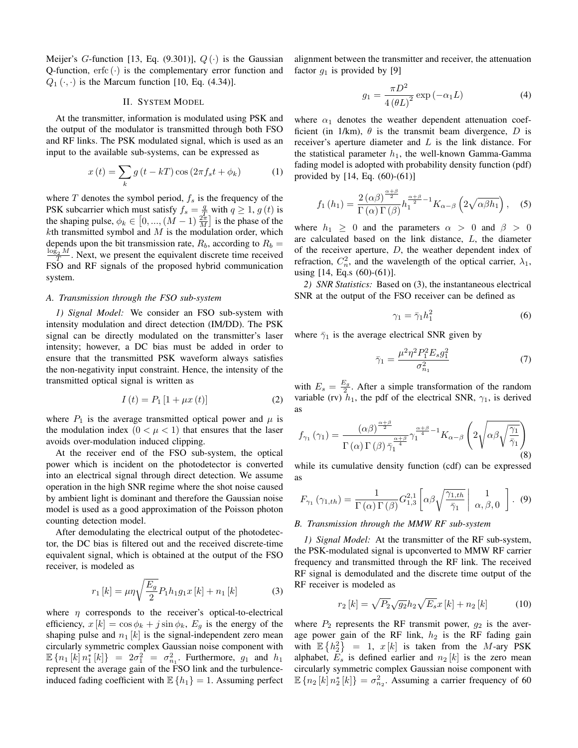Meijer's $G$-function [13, Eq. (9.301)], $Q(\cdot)$ is the Gaussian Q-function, $\text{erfc}(\cdot)$ is the complementary error function and $Q_1(\cdot,\cdot)$ is the Marcum function [10, Eq. (4.34)].

## II. System Model

At the transmitter, information is modulated using PSK and the output of the modulator is transmitted through both FSO and RF links. The PSK modulated signal, which is used as an input to the available sub-systems, can be expressed as

$$x(t) = \sum_k g(t - kT)\cos(2\pi f_s t + \phi_k) \tag{1}$$

where $T$ denotes the symbol period, $f_s$ is the frequency of the PSK subcarrier which must satisfy $f_s = \frac{q}{T}$ with $q \geq 1$, $g(t)$ is the shaping pulse, $\phi_k \in \left[0, ..., (M-1)\frac{2\pi}{M}\right]$ is the phase of the $k$th transmitted symbol and $M$ is the modulation order, which depends upon the bit transmission rate, $R_b$, according to $R_b = \frac{\log_2 M}{T}$. Next, we present the equivalent discrete time received FSO and RF signals of the proposed hybrid communication system.

### A. Transmission through the FSO sub-system

*1) Signal Model:* We consider an FSO sub-system with intensity modulation and direct detection (IM/DD). The PSK signal can be directly modulated on the transmitter's laser intensity; however, a DC bias must be added in order to ensure that the transmitted PSK waveform always satisfies the non-negativity input constraint. Hence, the intensity of the transmitted optical signal is written as

$$I(t) = P_1\left[1 + \mu x(t)\right] \tag{2}$$

where $P_1$ is the average transmitted optical power and $\mu$ is the modulation index $(0 < \mu < 1)$ that ensures that the laser avoids over-modulation induced clipping.

At the receiver end of the FSO sub-system, the optical power which is incident on the photodetector is converted into an electrical signal through direct detection. We assume operation in the high SNR regime where the shot noise caused by ambient light is dominant and therefore the Gaussian noise model is used as a good approximation of the Poisson photon counting detection model.

After demodulating the electrical output of the photodetector, the DC bias is filtered out and the received discrete-time equivalent signal, which is obtained at the output of the FSO receiver, is modeled as

$$r_1[k] = \mu\eta\sqrt{\frac{E_g}{2}}P_1 h_1 g_1 x[k] + n_1[k] \tag{3}$$

where $\eta$ corresponds to the receiver's optical-to-electrical efficiency, $x[k] = \cos\phi_k + j\sin\phi_k$, $E_g$ is the energy of the shaping pulse and $n_1[k]$ is the signal-independent zero mean circularly symmetric complex Gaussian noise component with $\mathbb{E}\{n_1[k]n_1^*[k]\} = 2\sigma_1^2 = \sigma_{n_1}^2$. Furthermore, $g_1$ and $h_1$ represent the average gain of the FSO link and the turbulence-induced fading coefficient with $\mathbb{E}\{h_1\} = 1$. Assuming perfect alignment between the transmitter and receiver, the attenuation factor $g_1$ is provided by [9]

$$g_1 = \frac{\pi D^2}{4(\theta L)^2}\exp(-\alpha_1 L) \tag{4}$$

where $\alpha_1$ denotes the weather dependent attenuation coefficient (in 1/km), $\theta$ is the transmit beam divergence, $D$ is receiver's aperture diameter and $L$ is the link distance. For the statistical parameter $h_1$, the well-known Gamma-Gamma fading model is adopted with probability density function (pdf) provided by [14, Eq. (60)-(61)]

$$f_1(h_1) = \frac{2(\alpha\beta)^{\frac{\alpha+\beta}{2}}}{\Gamma(\alpha)\Gamma(\beta)}h_1^{\frac{\alpha+\beta}{2}-1}K_{\alpha-\beta}\left(2\sqrt{\alpha\beta h_1}\right), \tag{5}$$

where $h_1 \geq 0$ and the parameters $\alpha > 0$ and $\beta > 0$ are calculated based on the link distance, $L$, the diameter of the receiver aperture, $D$, the weather dependent index of refraction, $C_n^2$, and the wavelength of the optical carrier, $\lambda_1$, using [14, Eq.s (60)-(61)].

*2) SNR Statistics:* Based on (3), the instantaneous electrical SNR at the output of the FSO receiver can be defined as

$$\gamma_1 = \bar{\gamma}_1 h_1^2 \tag{6}$$

where $\bar{\gamma}_1$ is the average electrical SNR given by

$$\bar{\gamma}_1 = \frac{\mu^2\eta^2 P_1^2 E_s g_1^2}{\sigma_{n_1}^2} \tag{7}$$

with $E_s = \frac{E_g}{2}$. After a simple transformation of the random variable (rv) $h_1$, the pdf of the electrical SNR, $\gamma_1$, is derived as

$$f_{\gamma_1}(\gamma_1) = \frac{(\alpha\beta)^{\frac{\alpha+\beta}{2}}}{\Gamma(\alpha)\Gamma(\beta)\bar{\gamma}_1^{\frac{\alpha+\beta}{4}}}\gamma_1^{\frac{\alpha+\beta}{4}-1}K_{\alpha-\beta}\left(2\sqrt{\alpha\beta\sqrt{\frac{\gamma_1}{\bar{\gamma}_1}}}\right) \tag{8}$$

while its cumulative density function (cdf) can be expressed as

$$F_{\gamma_1}(\gamma_{1,th}) = \frac{1}{\Gamma(\alpha)\Gamma(\beta)}G_{1,3}^{2,1}\left[\alpha\beta\sqrt{\frac{\gamma_{1,th}}{\bar{\gamma}_1}}\,\middle|\,\begin{matrix}1\\ \alpha,\beta,0\end{matrix}\right]. \tag{9}$$

### B. Transmission through the MMW RF sub-system

*1) Signal Model:* At the transmitter of the RF sub-system, the PSK-modulated signal is upconverted to MMW RF carrier frequency and transmitted through the RF link. The received RF signal is demodulated and the discrete time output of the RF receiver is modeled as

$$r_2[k] = \sqrt{P_2}\sqrt{g_2}h_2\sqrt{E_s}x[k] + n_2[k] \tag{10}$$

where $P_2$ represents the RF transmit power, $g_2$ is the average power gain of the RF link, $h_2$ is the RF fading gain with $\mathbb{E}\{h_2^2\} = 1$, $x[k]$ is taken from the $M$-ary PSK alphabet, $E_s$ is defined earlier and $n_2[k]$ is the zero mean circularly symmetric complex Gaussian noise component with $\mathbb{E}\{n_2[k]n_2^*[k]\} = \sigma_{n_2}^2$. Assuming a carrier frequency of 60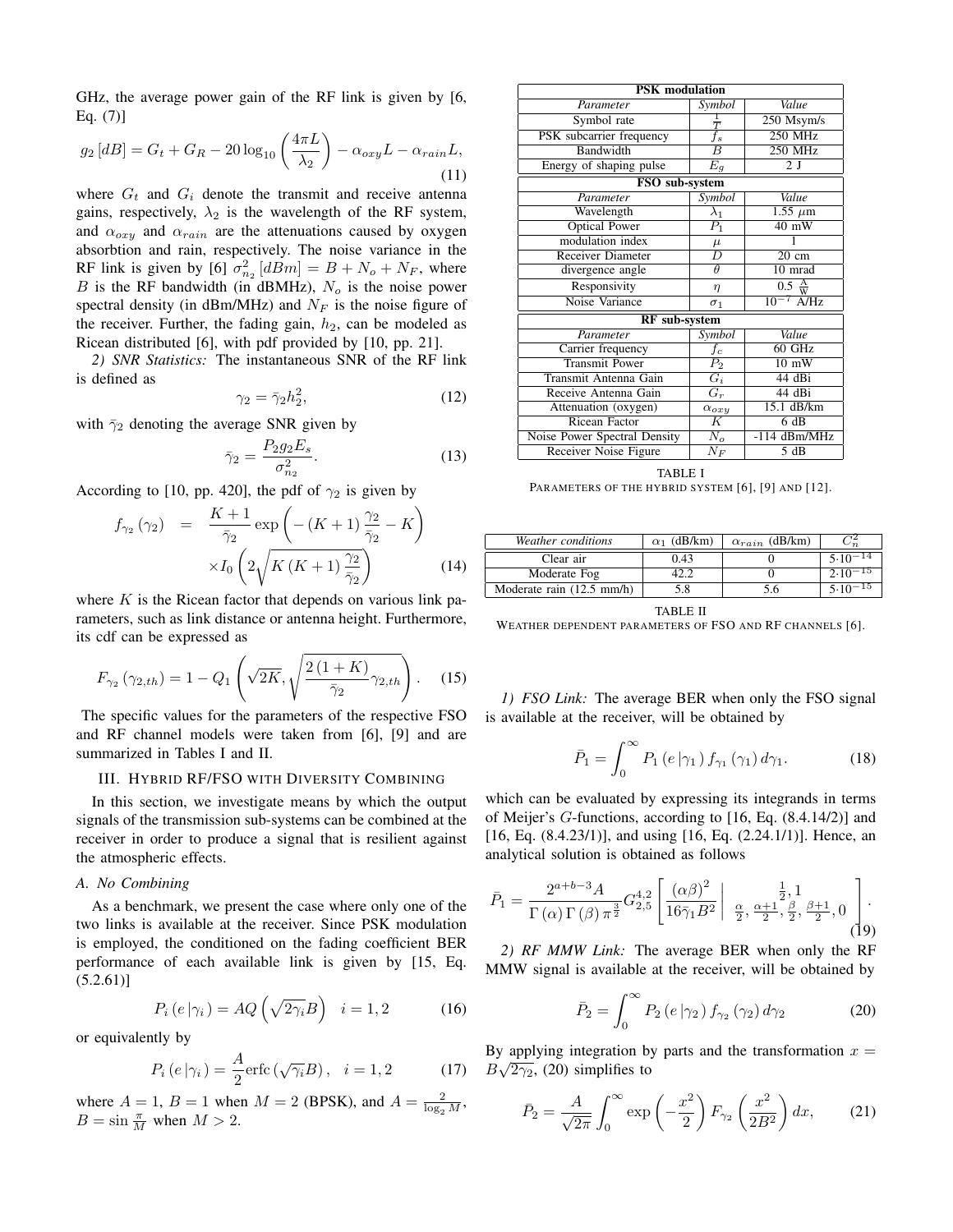GHz, the average power gain of the RF link is given by [6, Eq. (7)]

$$g_2\,[dB] = G_t + G_R - 20\log_{10}\left(\frac{4\pi L}{\lambda_2}\right) - \alpha_{oxy}L - \alpha_{rain}L, \tag{11}$$

where $G_t$ and $G_i$ denote the transmit and receive antenna gains, respectively, $\lambda_2$ is the wavelength of the RF system, and $\alpha_{oxy}$ and $\alpha_{rain}$ are the attenuations caused by oxygen absorbtion and rain, respectively. The noise variance in the RF link is given by [6] $\sigma_{n_2}^2\,[dBm] = B + N_o + N_F$, where $B$ is the RF bandwidth (in dBMHz), $N_o$ is the noise power spectral density (in dBm/MHz) and $N_F$ is the noise figure of the receiver. Further, the fading gain, $h_2$, can be modeled as Ricean distributed [6], with pdf provided by [10, pp. 21].

*2) SNR Statistics:* The instantaneous SNR of the RF link is defined as

$$\gamma_2 = \bar{\gamma}_2 h_2^2, \tag{12}$$

with $\bar{\gamma}_2$ denoting the average SNR given by

$$\bar{\gamma}_2 = \frac{P_2 g_2 E_s}{\sigma_{n_2}^2}. \tag{13}$$

According to [10, pp. 420], the pdf of $\gamma_2$ is given by

$$f_{\gamma_2}(\gamma_2) = \frac{K+1}{\bar{\gamma}_2}\exp\left(-(K+1)\frac{\gamma_2}{\bar{\gamma}_2} - K\right) \times I_0\left(2\sqrt{K(K+1)\frac{\gamma_2}{\bar{\gamma}_2}}\right) \tag{14}$$

where $K$ is the Ricean factor that depends on various link parameters, such as link distance or antenna height. Furthermore, its cdf can be expressed as

$$F_{\gamma_2}(\gamma_{2,th}) = 1 - Q_1\left(\sqrt{2K}, \sqrt{\frac{2(1+K)}{\bar{\gamma}_2}\gamma_{2,th}}\right). \tag{15}$$

The specific values for the parameters of the respective FSO and RF channel models were taken from [6], [9] and are summarized in Tables I and II.

## III. Hybrid RF/FSO with Diversity Combining

In this section, we investigate means by which the output signals of the transmission sub-systems can be combined at the receiver in order to produce a signal that is resilient against the atmospheric effects.

### A. No Combining

As a benchmark, we present the case where only one of the two links is available at the receiver. Since PSK modulation is employed, the conditioned on the fading coefficient BER performance of each available link is given by [15, Eq. (5.2.61)]

$$P_i(e\,|\gamma_i) = AQ\left(\sqrt{2\gamma_i}B\right) \quad i = 1, 2 \tag{16}$$

or equivalently by

$$P_i(e\,|\gamma_i) = \frac{A}{2}\mathrm{erfc}\left(\sqrt{\gamma_i}B\right), \quad i = 1, 2 \tag{17}$$

where $A = 1$, $B = 1$ when $M = 2$ (BPSK), and $A = \frac{2}{\log_2 M}$, $B = \sin\frac{\pi}{M}$ when $M > 2$.

| **PSK modulation** | | |
|---|---|---|
| *Parameter* | *Symbol* | *Value* |
| Symbol rate | $\frac{1}{T}$ | 250 Msym/s |
| PSK subcarrier frequency | $f_s$ | 250 MHz |
| Bandwidth | $B$ | 250 MHz |
| Energy of shaping pulse | $E_g$ | 2 J |
| **FSO sub-system** | | |
| *Parameter* | *Symbol* | *Value* |
| Wavelength | $\lambda_1$ | 1.55 $\mu$m |
| Optical Power | $P_1$ | 40 mW |
| modulation index | $\mu$ | 1 |
| Receiver Diameter | $D$ | 20 cm |
| divergence angle | $\theta$ | 10 mrad |
| Responsivity | $\eta$ | 0.5 $\frac{\mathrm{A}}{\mathrm{W}}$ |
| Noise Variance | $\sigma_1$ | $10^{-7}$ A/Hz |
| **RF sub-system** | | |
| *Parameter* | *Symbol* | *Value* |
| Carrier frequency | $f_c$ | 60 GHz |
| Transmit Power | $P_2$ | 10 mW |
| Transmit Antenna Gain | $G_i$ | 44 dBi |
| Receive Antenna Gain | $G_r$ | 44 dBi |
| Attenuation (oxygen) | $\alpha_{oxy}$ | 15.1 dB/km |
| Ricean Factor | $K$ | 6 dB |
| Noise Power Spectral Density | $N_o$ | -114 dBm/MHz |
| Receiver Noise Figure | $N_F$ | 5 dB |

TABLE I
Parameters of the hybrid system [6], [9] and [12].

| *Weather conditions* | $\alpha_1$ (dB/km) | $\alpha_{rain}$ (dB/km) | $C_n^2$ |
|---|---|---|---|
| Clear air | 0.43 | 0 | $5{\cdot}10^{-14}$ |
| Moderate Fog | 42.2 | 0 | $2{\cdot}10^{-15}$ |
| Moderate rain (12.5 mm/h) | 5.8 | 5.6 | $5{\cdot}10^{-15}$ |

TABLE II
Weather dependent parameters of FSO and RF channels [6].

*1) FSO Link:* The average BER when only the FSO signal is available at the receiver, will be obtained by

$$\bar{P}_1 = \int_0^\infty P_1(e\,|\gamma_1)\, f_{\gamma_1}(\gamma_1)\, d\gamma_1. \tag{18}$$

which can be evaluated by expressing its integrands in terms of Meijer's $G$-functions, according to [16, Eq. (8.4.14/2)] and [16, Eq. (8.4.23/1)], and using [16, Eq. (2.24.1/1)]. Hence, an analytical solution is obtained as follows

$$\bar{P}_1 = \frac{2^{a+b-3}A}{\Gamma(\alpha)\Gamma(\beta)\pi^{\frac{3}{2}}} G_{2,5}^{4,2}\left[\frac{(\alpha\beta)^2}{16\bar{\gamma}_1 B^2}\,\middle|\, \begin{matrix} \frac{1}{2}, 1 \\ \frac{\alpha}{2}, \frac{\alpha+1}{2}, \frac{\beta}{2}, \frac{\beta+1}{2}, 0 \end{matrix}\right]. \tag{19}$$

*2) RF MMW Link:* The average BER when only the RF MMW signal is available at the receiver, will be obtained by

$$\bar{P}_2 = \int_0^\infty P_2(e\,|\gamma_2)\, f_{\gamma_2}(\gamma_2)\, d\gamma_2 \tag{20}$$

By applying integration by parts and the transformation $x = B\sqrt{2\gamma_2}$, (20) simplifies to

$$\bar{P}_2 = \frac{A}{\sqrt{2\pi}}\int_0^\infty \exp\left(-\frac{x^2}{2}\right) F_{\gamma_2}\left(\frac{x^2}{2B^2}\right) dx, \tag{21}$$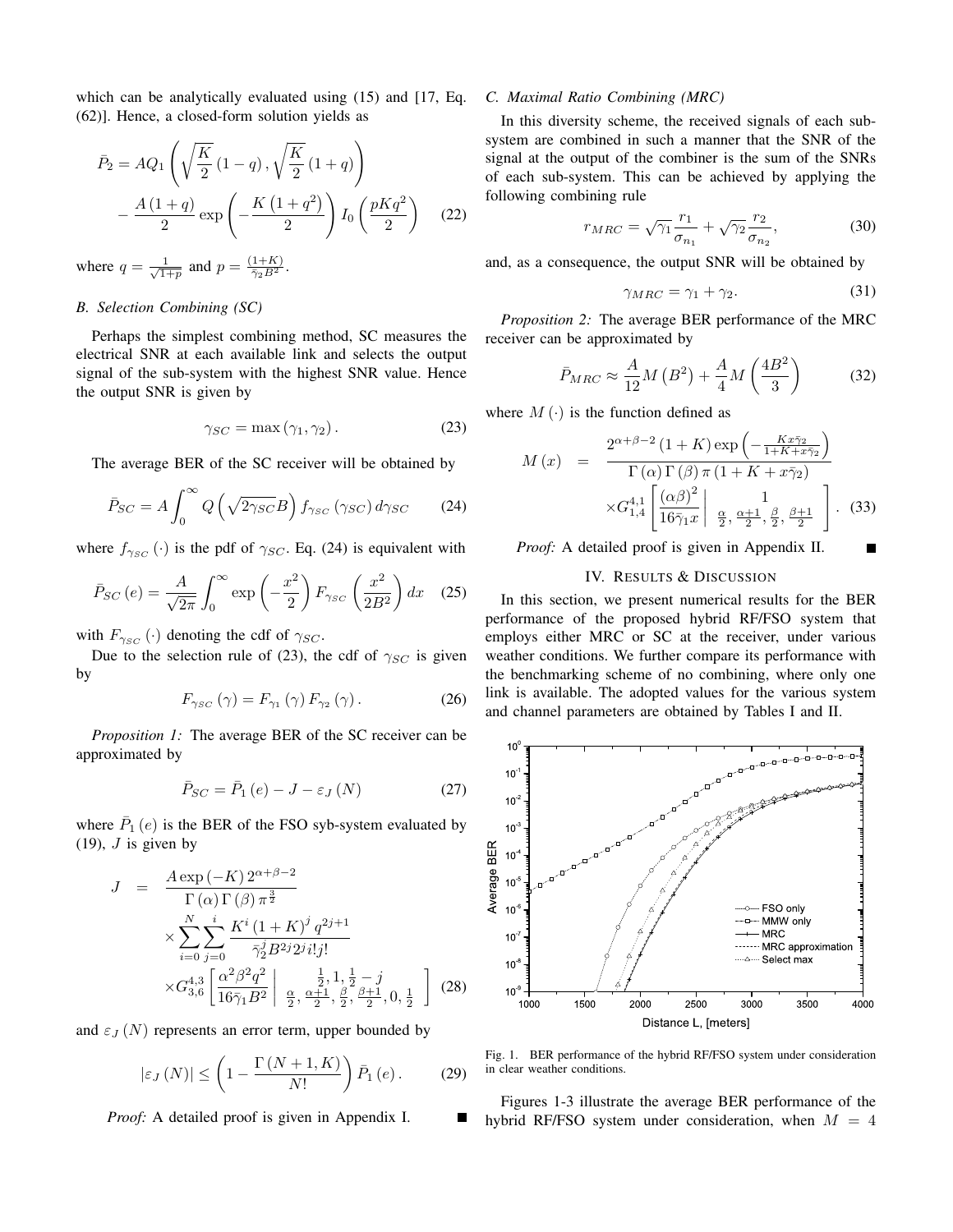which can be analytically evaluated using (15) and [17, Eq. (62)]. Hence, a closed-form solution yields as

$$\bar{P}_2 = AQ_1\left(\sqrt{\frac{K}{2}}\left(1-q\right), \sqrt{\frac{K}{2}}\left(1+q\right)\right) - \frac{A\left(1+q\right)}{2}\exp\left(-\frac{K\left(1+q^2\right)}{2}\right) I_0\left(\frac{pKq^2}{2}\right) \quad (22)$$

where $q = \frac{1}{\sqrt{1+p}}$ and $p = \frac{(1+K)}{\bar{\gamma}_2 B^2}$.

### B. Selection Combining (SC)

Perhaps the simplest combining method, SC measures the electrical SNR at each available link and selects the output signal of the sub-system with the highest SNR value. Hence the output SNR is given by

$$\gamma_{SC} = \max\left(\gamma_1, \gamma_2\right). \quad (23)$$

The average BER of the SC receiver will be obtained by

$$\bar{P}_{SC} = A\int_0^\infty Q\left(\sqrt{2\gamma_{SC}}B\right) f_{\gamma_{SC}}\left(\gamma_{SC}\right) d\gamma_{SC} \quad (24)$$

where $f_{\gamma_{SC}}\left(\cdot\right)$ is the pdf of $\gamma_{SC}$. Eq. (24) is equivalent with

$$\bar{P}_{SC}\left(e\right) = \frac{A}{\sqrt{2\pi}}\int_0^\infty \exp\left(-\frac{x^2}{2}\right) F_{\gamma_{SC}}\left(\frac{x^2}{2B^2}\right) dx \quad (25)$$

with $F_{\gamma_{SC}}\left(\cdot\right)$ denoting the cdf of $\gamma_{SC}$.

Due to the selection rule of (23), the cdf of $\gamma_{SC}$ is given by

$$F_{\gamma_{SC}}\left(\gamma\right) = F_{\gamma_1}\left(\gamma\right) F_{\gamma_2}\left(\gamma\right). \quad (26)$$

*Proposition 1:* The average BER of the SC receiver can be approximated by

$$\bar{P}_{SC} = \bar{P}_1\left(e\right) - J - \varepsilon_J\left(N\right) \quad (27)$$

where $\bar{P}_1\left(e\right)$ is the BER of the FSO syb-system evaluated by (19), $J$ is given by

$$J = \frac{A\exp\left(-K\right)2^{\alpha+\beta-2}}{\Gamma\left(\alpha\right)\Gamma\left(\beta\right)\pi^{\frac{3}{2}}} \times \sum_{i=0}^{N}\sum_{j=0}^{i}\frac{K^i\left(1+K\right)^j q^{2j+1}}{\bar{\gamma}_2^j B^{2j} 2^j i! j!} \times G_{3,6}^{4,3}\left[\frac{\alpha^2\beta^2 q^2}{16\bar{\gamma}_1 B^2}\left| \begin{matrix} \frac{1}{2}, 1, \frac{1}{2}-j \\ \frac{\alpha}{2}, \frac{\alpha+1}{2}, \frac{\beta}{2}, \frac{\beta+1}{2}, 0, \frac{1}{2} \end{matrix}\right.\right] \quad (28)$$

and $\varepsilon_J\left(N\right)$ represents an error term, upper bounded by

$$\left|\varepsilon_J\left(N\right)\right| \leq \left(1 - \frac{\Gamma\left(N+1, K\right)}{N!}\right)\bar{P}_1\left(e\right). \quad (29)$$

*Proof:* A detailed proof is given in Appendix I. ■

### C. Maximal Ratio Combining (MRC)

In this diversity scheme, the received signals of each sub-system are combined in such a manner that the SNR of the signal at the output of the combiner is the sum of the SNRs of each sub-system. This can be achieved by applying the following combining rule

$$r_{MRC} = \sqrt{\gamma_1}\frac{r_1}{\sigma_{n_1}} + \sqrt{\gamma_2}\frac{r_2}{\sigma_{n_2}}, \quad (30)$$

and, as a consequence, the output SNR will be obtained by

$$\gamma_{MRC} = \gamma_1 + \gamma_2. \quad (31)$$

*Proposition 2:* The average BER performance of the MRC receiver can be approximated by

$$\bar{P}_{MRC} \approx \frac{A}{12}M\left(B^2\right) + \frac{A}{4}M\left(\frac{4B^2}{3}\right) \quad (32)$$

where $M\left(\cdot\right)$ is the function defined as

$$M\left(x\right) = \frac{2^{\alpha+\beta-2}\left(1+K\right)\exp\left(-\frac{Kx\bar{\gamma}_2}{1+K+x\bar{\gamma}_2}\right)}{\Gamma\left(\alpha\right)\Gamma\left(\beta\right)\pi\left(1+K+x\bar{\gamma}_2\right)} \times G_{1,4}^{4,1}\left[\frac{\left(\alpha\beta\right)^2}{16\bar{\gamma}_1 x}\left| \begin{matrix} 1 \\ \frac{\alpha}{2}, \frac{\alpha+1}{2}, \frac{\beta}{2}, \frac{\beta+1}{2} \end{matrix}\right.\right]. \quad (33)$$

*Proof:* A detailed proof is given in Appendix II. ■

## IV. Results & Discussion

In this section, we present numerical results for the BER performance of the proposed hybrid RF/FSO system that employs either MRC or SC at the receiver, under various weather conditions. We further compare its performance with the benchmarking scheme of no combining, where only one link is available. The adopted values for the various system and channel parameters are obtained by Tables I and II.

Fig. 1. BER performance of the hybrid RF/FSO system under consideration in clear weather conditions.

Figures 1-3 illustrate the average BER performance of the hybrid RF/FSO system under consideration, when $M = 4$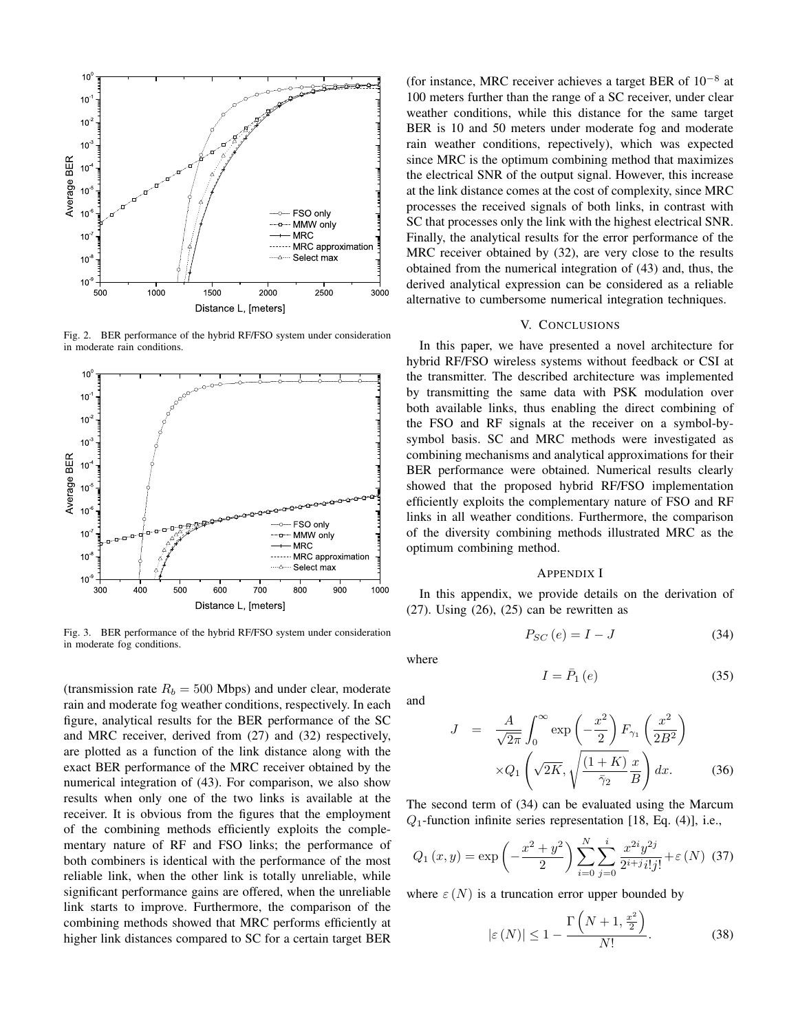Fig. 2. BER performance of the hybrid RF/FSO system under consideration in moderate rain conditions.

Fig. 3. BER performance of the hybrid RF/FSO system under consideration in moderate fog conditions.

(transmission rate $R_b = 500$ Mbps) and under clear, moderate rain and moderate fog weather conditions, respectively. In each figure, analytical results for the BER performance of the SC and MRC receiver, derived from (27) and (32) respectively, are plotted as a function of the link distance along with the exact BER performance of the MRC receiver obtained by the numerical integration of (43). For comparison, we also show results when only one of the two links is available at the receiver. It is obvious from the figures that the employment of the combining methods efficiently exploits the complementary nature of RF and FSO links; the performance of both combiners is identical with the performance of the most reliable link, when the other link is totally unreliable, while significant performance gains are offered, when the unreliable link starts to improve. Furthermore, the comparison of the combining methods showed that MRC performs efficiently at higher link distances compared to SC for a certain target BER (for instance, MRC receiver achieves a target BER of $10^{-8}$ at 100 meters further than the range of a SC receiver, under clear weather conditions, while this distance for the same target BER is 10 and 50 meters under moderate fog and moderate rain weather conditions, repectively), which was expected since MRC is the optimum combining method that maximizes the electrical SNR of the output signal. However, this increase at the link distance comes at the cost of complexity, since MRC processes the received signals of both links, in contrast with SC that processes only the link with the highest electrical SNR. Finally, the analytical results for the error performance of the MRC receiver obtained by (32), are very close to the results obtained from the numerical integration of (43) and, thus, the derived analytical expression can be considered as a reliable alternative to cumbersome numerical integration techniques.

## V. Conclusions

In this paper, we have presented a novel architecture for hybrid RF/FSO wireless systems without feedback or CSI at the transmitter. The described architecture was implemented by transmitting the same data with PSK modulation over both available links, thus enabling the direct combining of the FSO and RF signals at the receiver on a symbol-by-symbol basis. SC and MRC methods were investigated as combining mechanisms and analytical approximations for their BER performance were obtained. Numerical results clearly showed that the proposed hybrid RF/FSO implementation efficiently exploits the complementary nature of FSO and RF links in all weather conditions. Furthermore, the comparison of the diversity combining methods illustrated MRC as the optimum combining method.

## Appendix I

In this appendix, we provide details on the derivation of (27). Using (26), (25) can be rewritten as

$$P_{SC}\left(e\right) = I - J \tag{34}$$

where

$$I = \bar{P}_1\left(e\right) \tag{35}$$

and

$$J = \frac{A}{\sqrt{2\pi}} \int_0^{\infty} \exp\left(-\frac{x^2}{2}\right) F_{\gamma_1}\left(\frac{x^2}{2B^2}\right) \times Q_1\left(\sqrt{2K}, \sqrt{\frac{(1+K)}{\bar{\gamma}_2}}\frac{x}{B}\right) dx. \tag{36}$$

The second term of (34) can be evaluated using the Marcum $Q_1$-function infinite series representation [18, Eq. (4)], i.e.,

$$Q_1\left(x, y\right) = \exp\left(-\frac{x^2+y^2}{2}\right) \sum_{i=0}^{N} \sum_{j=0}^{i} \frac{x^{2i} y^{2j}}{2^{i+j} i! j!} + \varepsilon\left(N\right) \tag{37}$$

where $\varepsilon\left(N\right)$ is a truncation error upper bounded by

$$\left|\varepsilon\left(N\right)\right| \leq 1 - \frac{\Gamma\left(N+1, \frac{x^2}{2}\right)}{N!}. \tag{38}$$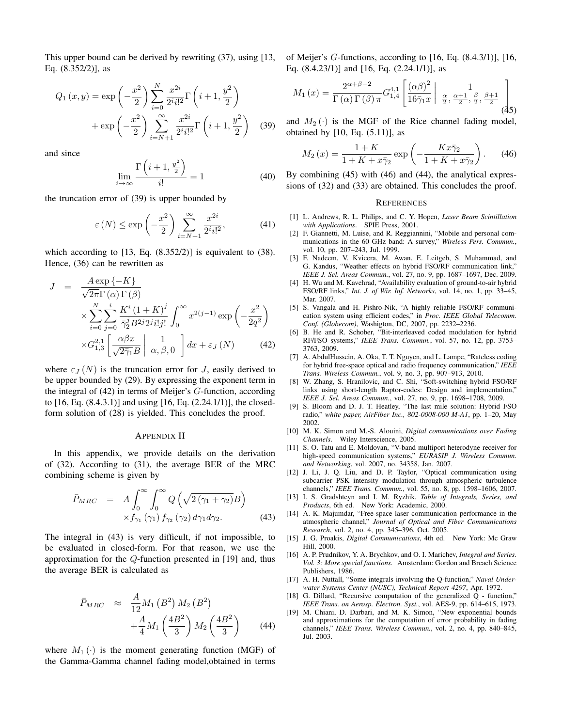This upper bound can be derived by rewriting (37), using [13, Eq. (8.352/2)], as

$$Q_1(x,y) = \exp\left(-\frac{x^2}{2}\right)\sum_{i=0}^{N}\frac{x^{2i}}{2^i i!^2}\Gamma\left(i+1,\frac{y^2}{2}\right) + \exp\left(-\frac{x^2}{2}\right)\sum_{i=N+1}^{\infty}\frac{x^{2i}}{2^i i!^2}\Gamma\left(i+1,\frac{y^2}{2}\right) \quad (39)$$

and since

$$\lim_{i\to\infty}\frac{\Gamma\left(i+1,\frac{y^2}{2}\right)}{i!} = 1 \quad (40)$$

the truncation error of (39) is upper bounded by

$$\varepsilon(N) \leq \exp\left(-\frac{x^2}{2}\right)\sum_{i=N+1}^{\infty}\frac{x^{2i}}{2^i i!^2}, \quad (41)$$

which according to [13, Eq. (8.352/2)] is equivalent to (38). Hence, (36) can be rewritten as

$$\begin{aligned} J &= \frac{A\exp\{-K\}}{\sqrt{2\pi}\Gamma(\alpha)\Gamma(\beta)} \\ &\times \sum_{i=0}^{N}\sum_{j=0}^{i}\frac{K^i(1+K)^j}{\bar{\gamma}_2^j B^{2j}2^j i! j!}\int_0^\infty x^{2(j-1)}\exp\left(-\frac{x^2}{2q^2}\right) \\ &\times G_{1,3}^{2,1}\left[\frac{\alpha\beta x}{\sqrt{2\bar{\gamma}_1}B}\,\middle|\, \begin{matrix}1\\ \alpha,\beta,0\end{matrix}\right]dx + \varepsilon_J(N) \end{aligned} \quad (42)$$

where $\varepsilon_J(N)$ is the truncation error for $J$, easily derived to be upper bounded by (29). By expressing the exponent term in the integral of (42) in terms of Meijer's $G$-function, according to [16, Eq. (8.4.3.1)] and using [16, Eq. (2.24.1/1)], the closed-form solution of (28) is yielded. This concludes the proof.

## Appendix II

In this appendix, we provide details on the derivation of (32). According to (31), the average BER of the MRC combining scheme is given by

$$\begin{aligned} \bar{P}_{MRC} &= A\int_0^\infty\int_0^\infty Q\left(\sqrt{2(\gamma_1+\gamma_2)}B\right) \\ &\times f_{\gamma_1}(\gamma_1)f_{\gamma_2}(\gamma_2)\,d\gamma_1 d\gamma_2. \end{aligned} \quad (43)$$

The integral in (43) is very difficult, if not impossible, to be evaluated in closed-form. For that reason, we use the approximation for the $Q$-function presented in [19] and, thus the average BER is calculated as

$$\begin{aligned} \bar{P}_{MRC} &\approx \frac{A}{12}M_1\left(B^2\right)M_2\left(B^2\right) \\ &+\frac{A}{4}M_1\left(\frac{4B^2}{3}\right)M_2\left(\frac{4B^2}{3}\right) \end{aligned} \quad (44)$$

where $M_1(\cdot)$ is the moment generating function (MGF) of the Gamma-Gamma channel fading model,obtained in terms of Meijer's $G$-functions, according to [16, Eq. (8.4.3/1)], [16, Eq. (8.4.23/1)] and [16, Eq. (2.24.1/1)], as

$$M_1(x) = \frac{2^{\alpha+\beta-2}}{\Gamma(\alpha)\Gamma(\beta)\pi}G_{1,4}^{4,1}\left[\frac{(\alpha\beta)^2}{16\bar{\gamma}_1 x}\,\middle|\, \begin{matrix}1\\ \frac{\alpha}{2},\frac{\alpha+1}{2},\frac{\beta}{2},\frac{\beta+1}{2}\end{matrix}\right] \quad (45)$$

and $M_2(\cdot)$ is the MGF of the Rice channel fading model, obtained by [10, Eq. (5.11)], as

$$M_2(x) = \frac{1+K}{1+K+x\bar{\gamma}_2}\exp\left(-\frac{Kx\bar{\gamma}_2}{1+K+x\bar{\gamma}_2}\right). \quad (46)$$

By combining (45) with (46) and (44), the analytical expressions of (32) and (33) are obtained. This concludes the proof.

## References

[1] L. Andrews, R. L. Philips, and C. Y. Hopen, *Laser Beam Scintillation with Applications*. SPIE Press, 2001.

[2] F. Giannetti, M. Luise, and R. Reggiannini, "Mobile and personal communications in the 60 GHz band: A survey," *Wireless Pers. Commun.*, vol. 10, pp. 207–243, Jul. 1999.

[3] F. Nadeem, V. Kvicera, M. Awan, E. Leitgeb, S. Muhammad, and G. Kandus, "Weather effects on hybrid FSO/RF communication link," *IEEE J. Sel. Areas Commun.*, vol. 27, no. 9, pp. 1687–1697, Dec. 2009.

[4] H. Wu and M. Kavehrad, "Availability evaluation of ground-to-air hybrid FSO/RF links," *Int. J. of Wir. Inf. Networks*, vol. 14, no. 1, pp. 33–45, Mar. 2007.

[5] S. Vangala and H. Pishro-Nik, "A highly reliable FSO/RF communication system using efficient codes," in *Proc. IEEE Global Telecomm. Conf. (Globecom)*, Washigton, DC, 2007, pp. 2232–2236.

[6] B. He and R. Schober, "Bit-interleaved coded modulation for hybrid RF/FSO systems," *IEEE Trans. Commun.*, vol. 57, no. 12, pp. 3753–3763, 2009.

[7] A. AbdulHussein, A. Oka, T. T. Nguyen, and L. Lampe, "Rateless coding for hybrid free-space optical and radio frequency communication," *IEEE Trans. Wireless Commun.*, vol. 9, no. 3, pp. 907–913, 2010.

[8] W. Zhang, S. Hranilovic, and C. Shi, "Soft-switching hybrid FSO/RF links using short-length Raptor-codes: Design and implementation," *IEEE J. Sel. Areas Commun.*, vol. 27, no. 9, pp. 1698–1708, 2009.

[9] S. Bloom and D. J. T. Heatley, "The last mile solution: Hybrid FSO radio," *white paper, AirFiber Inc., 802-0008-000 M-A1*, pp. 1–20, May 2002.

[10] M. K. Simon and M.-S. Alouini, *Digital communications over Fading Channels*. Wiley Interscience, 2005.

[11] S. O. Tatu and E. Moldovan, "V-band multiport heterodyne receiver for high-speed communication systems," *EURASIP J. Wireless Commun. and Networking*, vol. 2007, no. 34358, Jan. 2007.

[12] J. Li, J. Q. Liu, and D. P. Taylor, "Optical communication using subcarrier PSK intensity modulation through atmospheric turbulence channels," *IEEE Trans. Commun.*, vol. 55, no. 8, pp. 1598–1606, 2007.

[13] I. S. Gradshteyn and I. M. Ryzhik, *Table of Integrals, Series, and Products*, 6th ed. New York: Academic, 2000.

[14] A. K. Majumdar, "Free-space laser communication performance in the atmospheric channel," *Journal of Optical and Fiber Communications Research*, vol. 2, no. 4, pp. 345–396, Oct. 2005.

[15] J. G. Proakis, *Digital Communications*, 4th ed. New York: Mc Graw Hill, 2000.

[16] A. P. Prudnikov, Y. A. Brychkov, and O. I. Marichev, *Integral and Series. Vol. 3: More special functions.* Amsterdam: Gordon and Breach Science Publishers, 1986.

[17] A. H. Nuttall, "Some integrals involving the Q-function," *Naval Underwater Systems Center (NUSC), Technical Report 4297*, Apr. 1972.

[18] G. Dillard, "Recursive computation of the generalized Q - function," *IEEE Trans. on Aerosp. Electron. Syst.*, vol. AES-9, pp. 614–615, 1973.

[19] M. Chiani, D. Darbari, and M. K. Simon, "New exponential bounds and approximations for the computation of error probability in fading channels," *IEEE Trans. Wireless Commun.*, vol. 2, no. 4, pp. 840–845, Jul. 2003.